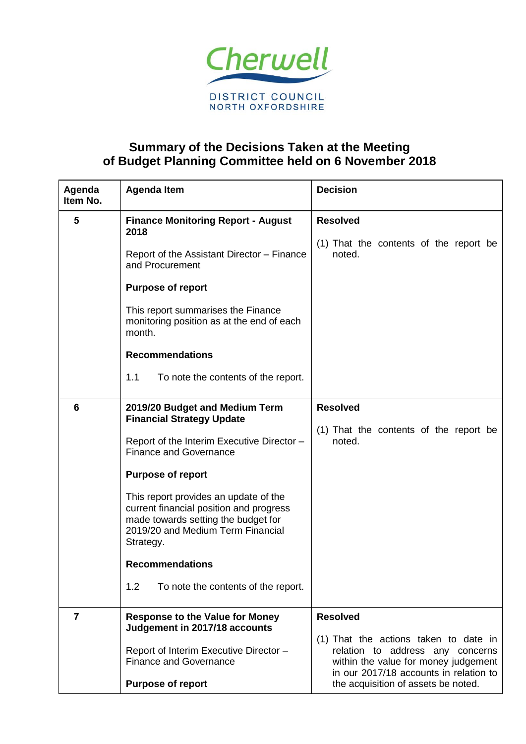Cherwell

DISTRICT COUNCIL
NORTH OXFORDSHIRE

# Summary of the Decisions Taken at the Meeting of Budget Planning Committee held on 6 November 2018

| Agenda Item No. | Agenda Item | Decision |
|---|---|---|
| 5 | **Finance Monitoring Report - August 2018**<br><br>Report of the Assistant Director – Finance and Procurement<br><br>**Purpose of report**<br><br>This report summarises the Finance monitoring position as at the end of each month.<br><br>**Recommendations**<br><br>1.1 To note the contents of the report. | **Resolved**<br><br>(1) That the contents of the report be noted. |
| 6 | **2019/20 Budget and Medium Term Financial Strategy Update**<br><br>Report of the Interim Executive Director – Finance and Governance<br><br>**Purpose of report**<br><br>This report provides an update of the current financial position and progress made towards setting the budget for 2019/20 and Medium Term Financial Strategy.<br><br>**Recommendations**<br><br>1.2 To note the contents of the report. | **Resolved**<br><br>(1) That the contents of the report be noted. |
| 7 | **Response to the Value for Money Judgement in 2017/18 accounts**<br><br>Report of Interim Executive Director – Finance and Governance<br><br>**Purpose of report** | **Resolved**<br><br>(1) That the actions taken to date in relation to address any concerns within the value for money judgement in our 2017/18 accounts in relation to the acquisition of assets be noted. |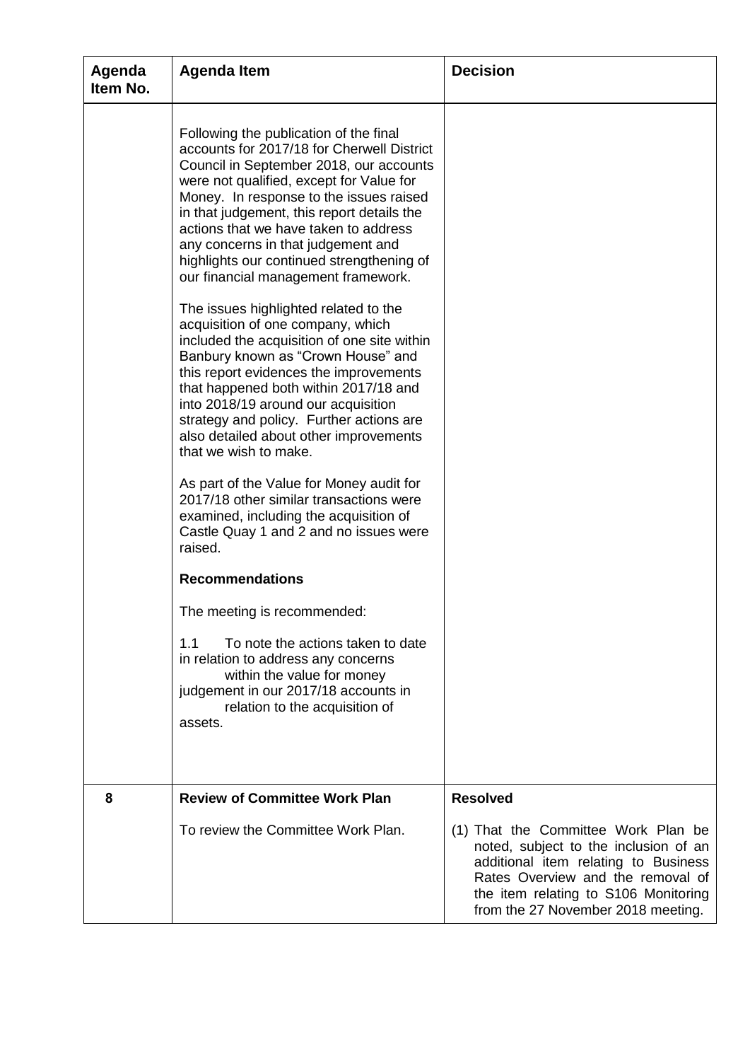| Agenda Item No. | Agenda Item | Decision |
|---|---|---|
| | Following the publication of the final accounts for 2017/18 for Cherwell District Council in September 2018, our accounts were not qualified, except for Value for Money. In response to the issues raised in that judgement, this report details the actions that we have taken to address any concerns in that judgement and highlights our continued strengthening of our financial management framework.<br><br>The issues highlighted related to the acquisition of one company, which included the acquisition of one site within Banbury known as "Crown House" and this report evidences the improvements that happened both within 2017/18 and into 2018/19 around our acquisition strategy and policy. Further actions are also detailed about other improvements that we wish to make.<br><br>As part of the Value for Money audit for 2017/18 other similar transactions were examined, including the acquisition of Castle Quay 1 and 2 and no issues were raised.<br><br>**Recommendations**<br><br>The meeting is recommended:<br><br>1.1 To note the actions taken to date in relation to address any concerns within the value for money judgement in our 2017/18 accounts in relation to the acquisition of assets. | |
| 8 | **Review of Committee Work Plan**<br><br>To review the Committee Work Plan. | **Resolved**<br><br>(1) That the Committee Work Plan be noted, subject to the inclusion of an additional item relating to Business Rates Overview and the removal of the item relating to S106 Monitoring from the 27 November 2018 meeting. |